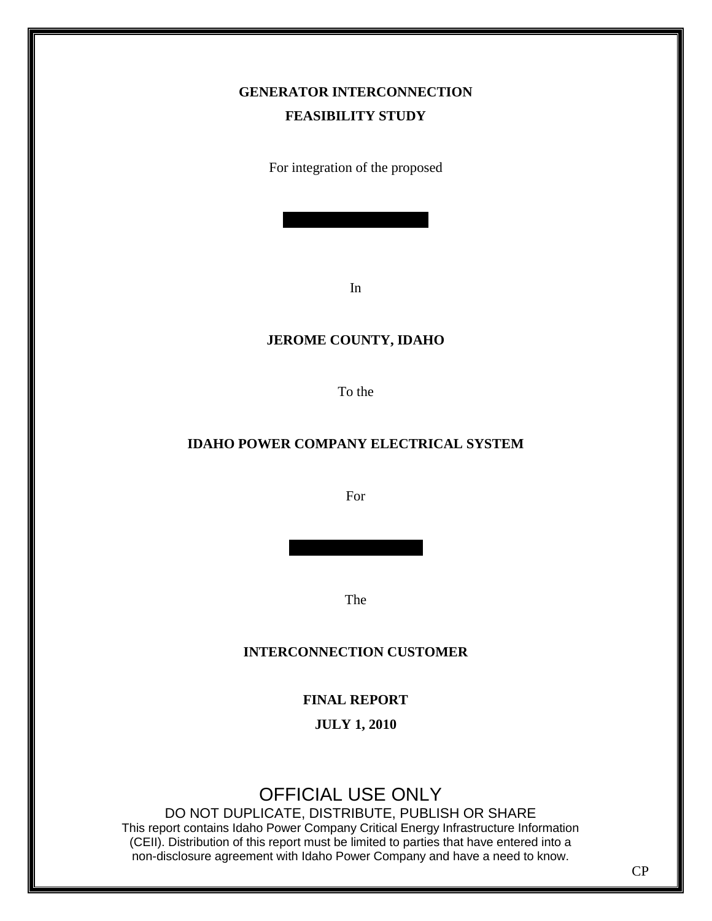**GENERATOR INTERCONNECTION**

**FEASIBILITY STUDY**

For integration of the proposed

In

**JEROME COUNTY, IDAHO**

To the

**IDAHO POWER COMPANY ELECTRICAL SYSTEM**

For

The

**INTERCONNECTION CUSTOMER**

**FINAL REPORT**

**JULY 1, 2010**

OFFICIAL USE ONLY

DO NOT DUPLICATE, DISTRIBUTE, PUBLISH OR SHARE

This report contains Idaho Power Company Critical Energy Infrastructure Information (CEII). Distribution of this report must be limited to parties that have entered into a non-disclosure agreement with Idaho Power Company and have a need to know.

CP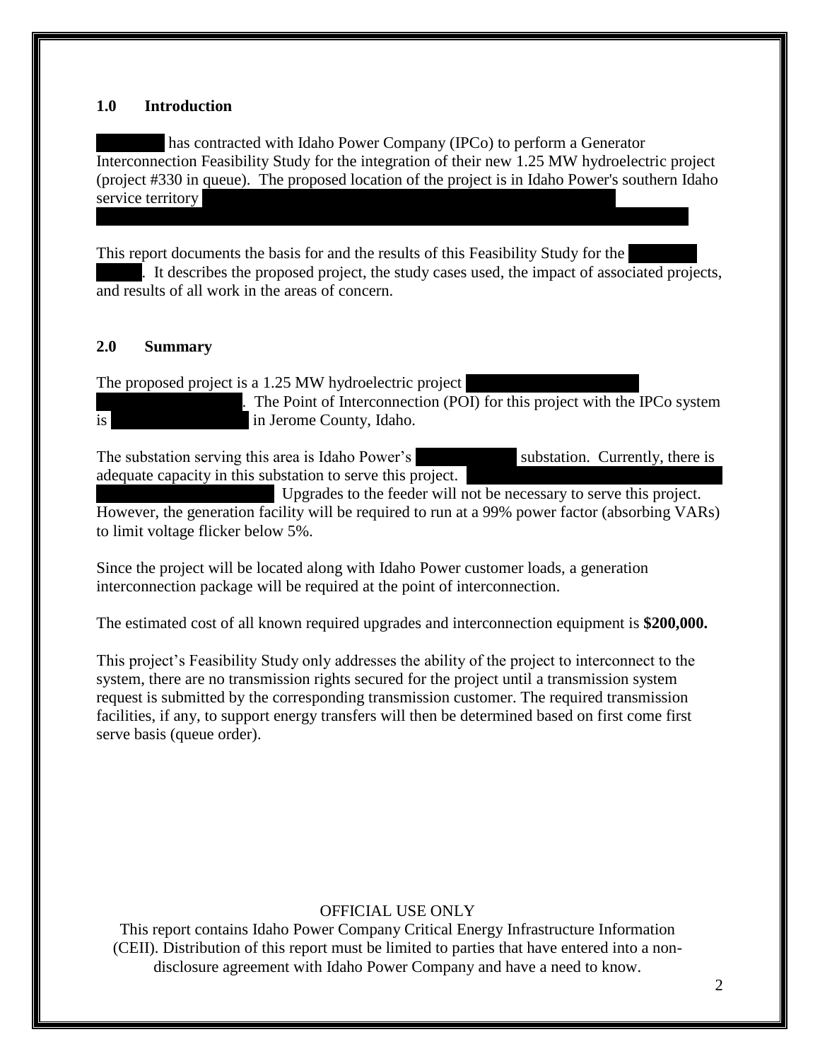## 1.0 Introduction

has contracted with Idaho Power Company (IPCo) to perform a Generator Interconnection Feasibility Study for the integration of their new 1.25 MW hydroelectric project (project #330 in queue). The proposed location of the project is in Idaho Power's southern Idaho service territory

This report documents the basis for and the results of this Feasibility Study for the . It describes the proposed project, the study cases used, the impact of associated projects, and results of all work in the areas of concern.

## 2.0 Summary

The proposed project is a 1.25 MW hydroelectric project . The Point of Interconnection (POI) for this project with the IPCo system is in Jerome County, Idaho.

The substation serving this area is Idaho Power's substation. Currently, there is adequate capacity in this substation to serve this project. Upgrades to the feeder will not be necessary to serve this project. However, the generation facility will be required to run at a 99% power factor (absorbing VARs) to limit voltage flicker below 5%.

Since the project will be located along with Idaho Power customer loads, a generation interconnection package will be required at the point of interconnection.

The estimated cost of all known required upgrades and interconnection equipment is **$200,000.**

This project's Feasibility Study only addresses the ability of the project to interconnect to the system, there are no transmission rights secured for the project until a transmission system request is submitted by the corresponding transmission customer. The required transmission facilities, if any, to support energy transfers will then be determined based on first come first serve basis (queue order).

OFFICIAL USE ONLY
This report contains Idaho Power Company Critical Energy Infrastructure Information (CEII). Distribution of this report must be limited to parties that have entered into a non-disclosure agreement with Idaho Power Company and have a need to know.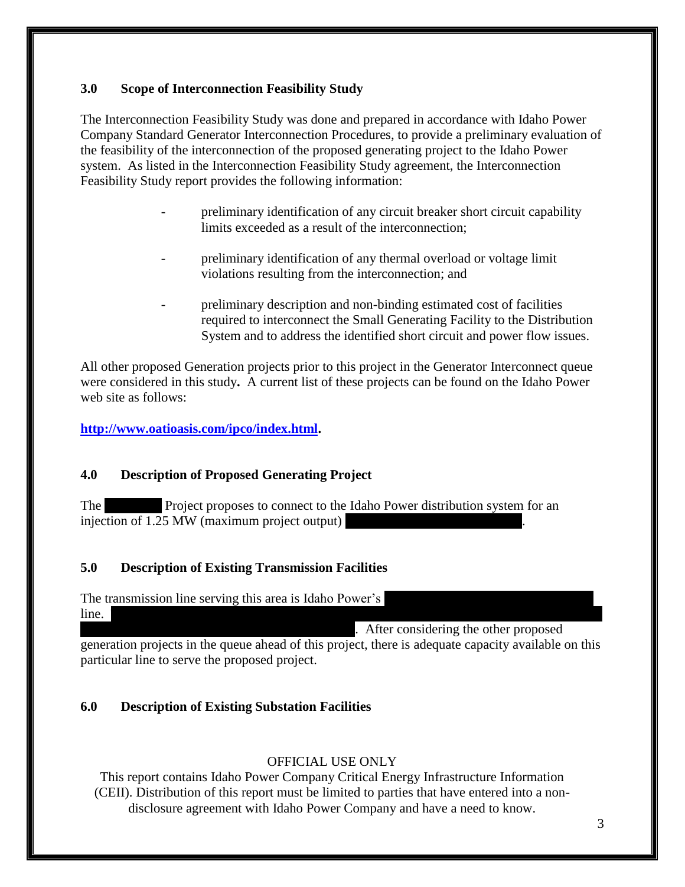### 3.0 Scope of Interconnection Feasibility Study

The Interconnection Feasibility Study was done and prepared in accordance with Idaho Power Company Standard Generator Interconnection Procedures, to provide a preliminary evaluation of the feasibility of the interconnection of the proposed generating project to the Idaho Power system. As listed in the Interconnection Feasibility Study agreement, the Interconnection Feasibility Study report provides the following information:

- preliminary identification of any circuit breaker short circuit capability limits exceeded as a result of the interconnection;
- preliminary identification of any thermal overload or voltage limit violations resulting from the interconnection; and
- preliminary description and non-binding estimated cost of facilities required to interconnect the Small Generating Facility to the Distribution System and to address the identified short circuit and power flow issues.

All other proposed Generation projects prior to this project in the Generator Interconnect queue were considered in this study**.** A current list of these projects can be found on the Idaho Power web site as follows:

**http://www.oatioasis.com/ipco/index.html.**

### 4.0 Description of Proposed Generating Project

The Project proposes to connect to the Idaho Power distribution system for an injection of 1.25 MW (maximum project output) .

### 5.0 Description of Existing Transmission Facilities

The transmission line serving this area is Idaho Power's line. . After considering the other proposed generation projects in the queue ahead of this project, there is adequate capacity available on this particular line to serve the proposed project.

### 6.0 Description of Existing Substation Facilities

OFFICIAL USE ONLY
This report contains Idaho Power Company Critical Energy Infrastructure Information (CEII). Distribution of this report must be limited to parties that have entered into a non-disclosure agreement with Idaho Power Company and have a need to know.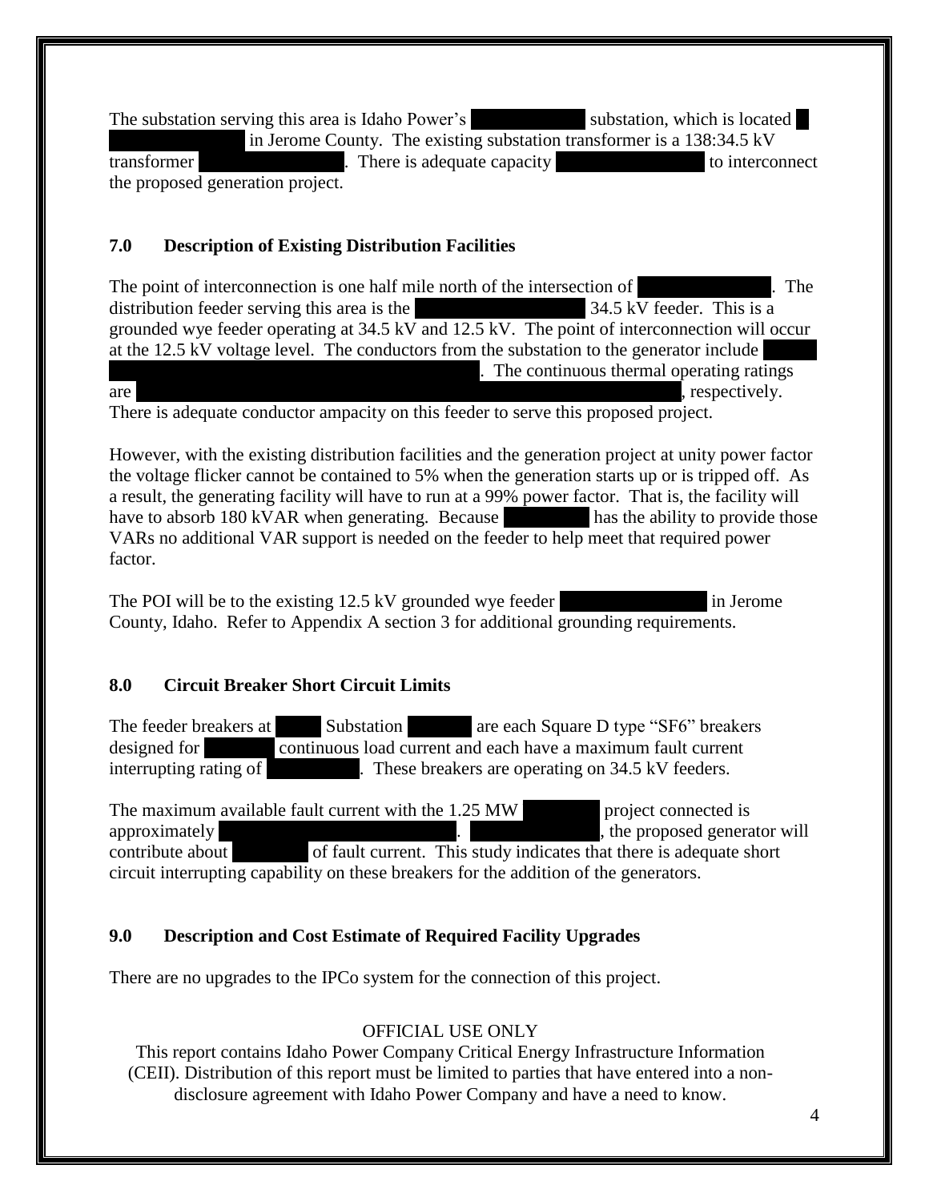The substation serving this area is Idaho Power's substation, which is located in Jerome County. The existing substation transformer is a 138:34.5 kV transformer . There is adequate capacity to interconnect the proposed generation project.

## 7.0 Description of Existing Distribution Facilities

The point of interconnection is one half mile north of the intersection of . The distribution feeder serving this area is the 34.5 kV feeder. This is a grounded wye feeder operating at 34.5 kV and 12.5 kV. The point of interconnection will occur at the 12.5 kV voltage level. The conductors from the substation to the generator include . The continuous thermal operating ratings are , respectively. There is adequate conductor ampacity on this feeder to serve this proposed project.

However, with the existing distribution facilities and the generation project at unity power factor the voltage flicker cannot be contained to 5% when the generation starts up or is tripped off. As a result, the generating facility will have to run at a 99% power factor. That is, the facility will have to absorb 180 kVAR when generating. Because has the ability to provide those VARs no additional VAR support is needed on the feeder to help meet that required power factor.

The POI will be to the existing 12.5 kV grounded wye feeder in Jerome County, Idaho. Refer to Appendix A section 3 for additional grounding requirements.

## 8.0 Circuit Breaker Short Circuit Limits

The feeder breakers at Substation are each Square D type "SF6" breakers designed for continuous load current and each have a maximum fault current interrupting rating of . These breakers are operating on 34.5 kV feeders.

The maximum available fault current with the 1.25 MW project connected is approximately . , the proposed generator will contribute about of fault current. This study indicates that there is adequate short circuit interrupting capability on these breakers for the addition of the generators.

## 9.0 Description and Cost Estimate of Required Facility Upgrades

There are no upgrades to the IPCo system for the connection of this project.

OFFICIAL USE ONLY

This report contains Idaho Power Company Critical Energy Infrastructure Information (CEII). Distribution of this report must be limited to parties that have entered into a non-disclosure agreement with Idaho Power Company and have a need to know.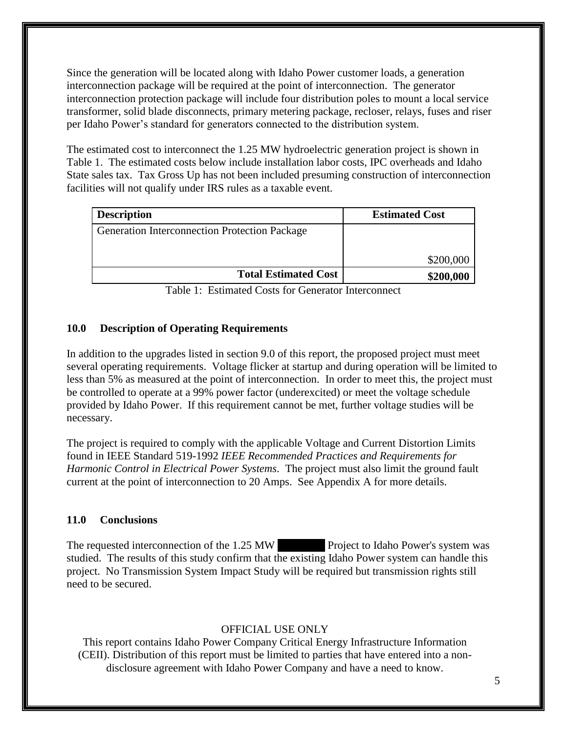Since the generation will be located along with Idaho Power customer loads, a generation interconnection package will be required at the point of interconnection. The generator interconnection protection package will include four distribution poles to mount a local service transformer, solid blade disconnects, primary metering package, recloser, relays, fuses and riser per Idaho Power's standard for generators connected to the distribution system.

The estimated cost to interconnect the 1.25 MW hydroelectric generation project is shown in Table 1. The estimated costs below include installation labor costs, IPC overheads and Idaho State sales tax. Tax Gross Up has not been included presuming construction of interconnection facilities will not qualify under IRS rules as a taxable event.

| **Description** | **Estimated Cost** |
|---|---|
| Generation Interconnection Protection Package | $200,000 |
| **Total Estimated Cost** | **$200,000** |

Table 1: Estimated Costs for Generator Interconnect

## 10.0 Description of Operating Requirements

In addition to the upgrades listed in section 9.0 of this report, the proposed project must meet several operating requirements. Voltage flicker at startup and during operation will be limited to less than 5% as measured at the point of interconnection. In order to meet this, the project must be controlled to operate at a 99% power factor (underexcited) or meet the voltage schedule provided by Idaho Power. If this requirement cannot be met, further voltage studies will be necessary.

The project is required to comply with the applicable Voltage and Current Distortion Limits found in IEEE Standard 519-1992 *IEEE Recommended Practices and Requirements for Harmonic Control in Electrical Power Systems*. The project must also limit the ground fault current at the point of interconnection to 20 Amps. See Appendix A for more details.

## 11.0 Conclusions

The requested interconnection of the 1.25 MW ███████ Project to Idaho Power's system was studied. The results of this study confirm that the existing Idaho Power system can handle this project. No Transmission System Impact Study will be required but transmission rights still need to be secured.

OFFICIAL USE ONLY
This report contains Idaho Power Company Critical Energy Infrastructure Information (CEII). Distribution of this report must be limited to parties that have entered into a non-disclosure agreement with Idaho Power Company and have a need to know.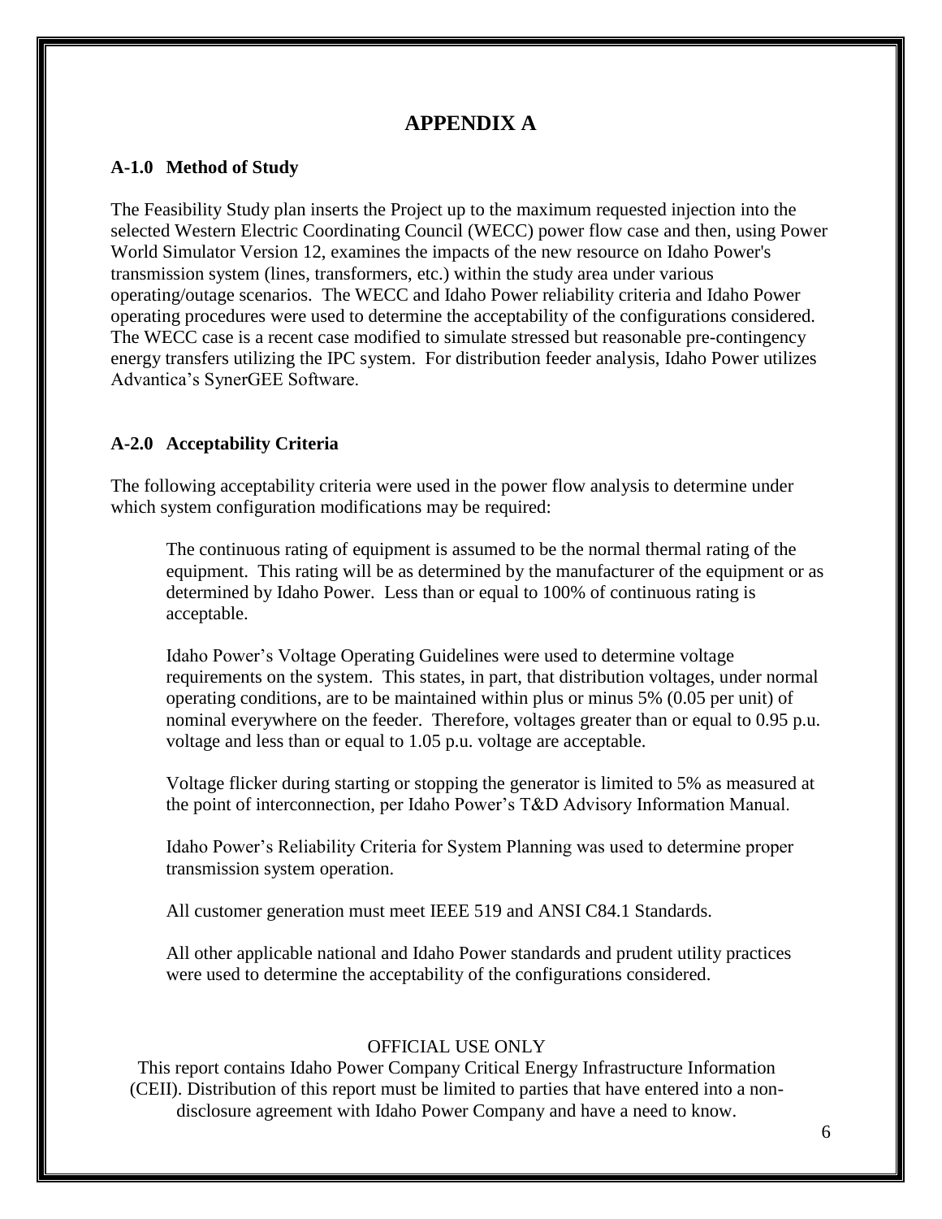# APPENDIX A

### A-1.0 Method of Study

The Feasibility Study plan inserts the Project up to the maximum requested injection into the selected Western Electric Coordinating Council (WECC) power flow case and then, using Power World Simulator Version 12, examines the impacts of the new resource on Idaho Power's transmission system (lines, transformers, etc.) within the study area under various operating/outage scenarios. The WECC and Idaho Power reliability criteria and Idaho Power operating procedures were used to determine the acceptability of the configurations considered. The WECC case is a recent case modified to simulate stressed but reasonable pre-contingency energy transfers utilizing the IPC system. For distribution feeder analysis, Idaho Power utilizes Advantica's SynerGEE Software.

### A-2.0 Acceptability Criteria

The following acceptability criteria were used in the power flow analysis to determine under which system configuration modifications may be required:

> The continuous rating of equipment is assumed to be the normal thermal rating of the equipment. This rating will be as determined by the manufacturer of the equipment or as determined by Idaho Power. Less than or equal to 100% of continuous rating is acceptable.
>
> Idaho Power's Voltage Operating Guidelines were used to determine voltage requirements on the system. This states, in part, that distribution voltages, under normal operating conditions, are to be maintained within plus or minus 5% (0.05 per unit) of nominal everywhere on the feeder. Therefore, voltages greater than or equal to 0.95 p.u. voltage and less than or equal to 1.05 p.u. voltage are acceptable.
>
> Voltage flicker during starting or stopping the generator is limited to 5% as measured at the point of interconnection, per Idaho Power's T&D Advisory Information Manual.
>
> Idaho Power's Reliability Criteria for System Planning was used to determine proper transmission system operation.
>
> All customer generation must meet IEEE 519 and ANSI C84.1 Standards.
>
> All other applicable national and Idaho Power standards and prudent utility practices were used to determine the acceptability of the configurations considered.

OFFICIAL USE ONLY
This report contains Idaho Power Company Critical Energy Infrastructure Information (CEII). Distribution of this report must be limited to parties that have entered into a non-disclosure agreement with Idaho Power Company and have a need to know.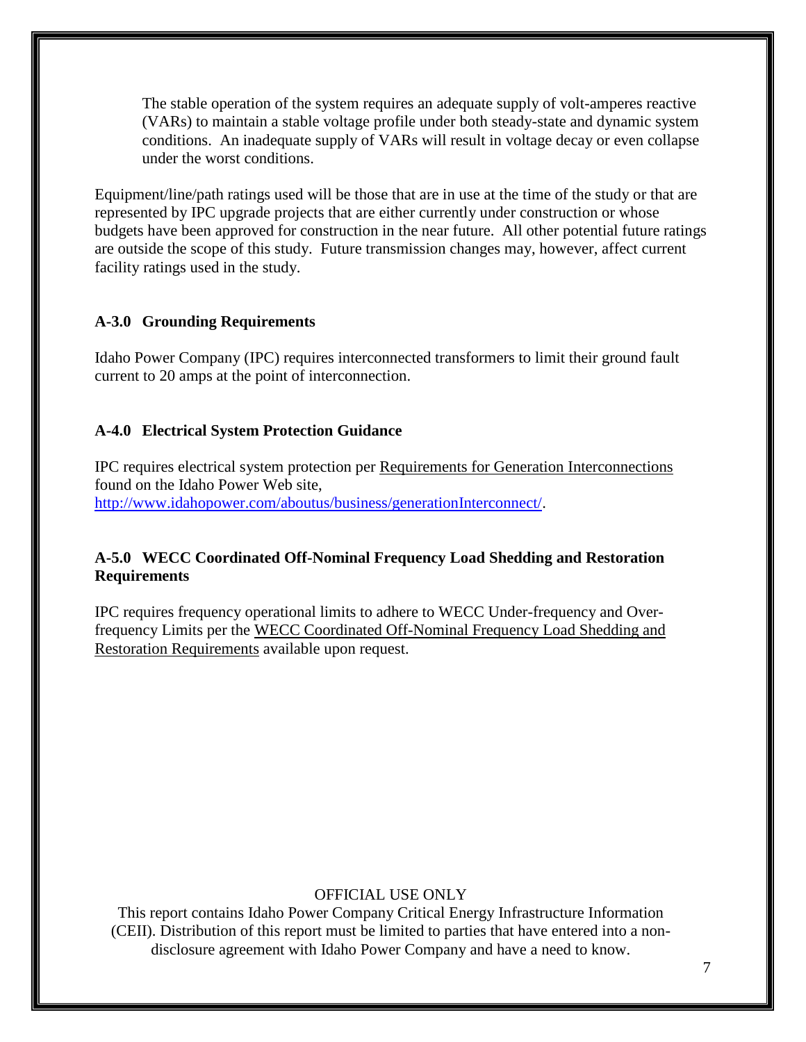The stable operation of the system requires an adequate supply of volt-amperes reactive (VARs) to maintain a stable voltage profile under both steady-state and dynamic system conditions. An inadequate supply of VARs will result in voltage decay or even collapse under the worst conditions.

Equipment/line/path ratings used will be those that are in use at the time of the study or that are represented by IPC upgrade projects that are either currently under construction or whose budgets have been approved for construction in the near future. All other potential future ratings are outside the scope of this study. Future transmission changes may, however, affect current facility ratings used in the study.

### A-3.0 Grounding Requirements

Idaho Power Company (IPC) requires interconnected transformers to limit their ground fault current to 20 amps at the point of interconnection.

### A-4.0 Electrical System Protection Guidance

IPC requires electrical system protection per Requirements for Generation Interconnections found on the Idaho Power Web site, http://www.idahopower.com/aboutus/business/generationInterconnect/.

### A-5.0 WECC Coordinated Off-Nominal Frequency Load Shedding and Restoration Requirements

IPC requires frequency operational limits to adhere to WECC Under-frequency and Over-frequency Limits per the WECC Coordinated Off-Nominal Frequency Load Shedding and Restoration Requirements available upon request.

OFFICIAL USE ONLY

This report contains Idaho Power Company Critical Energy Infrastructure Information (CEII). Distribution of this report must be limited to parties that have entered into a non-disclosure agreement with Idaho Power Company and have a need to know.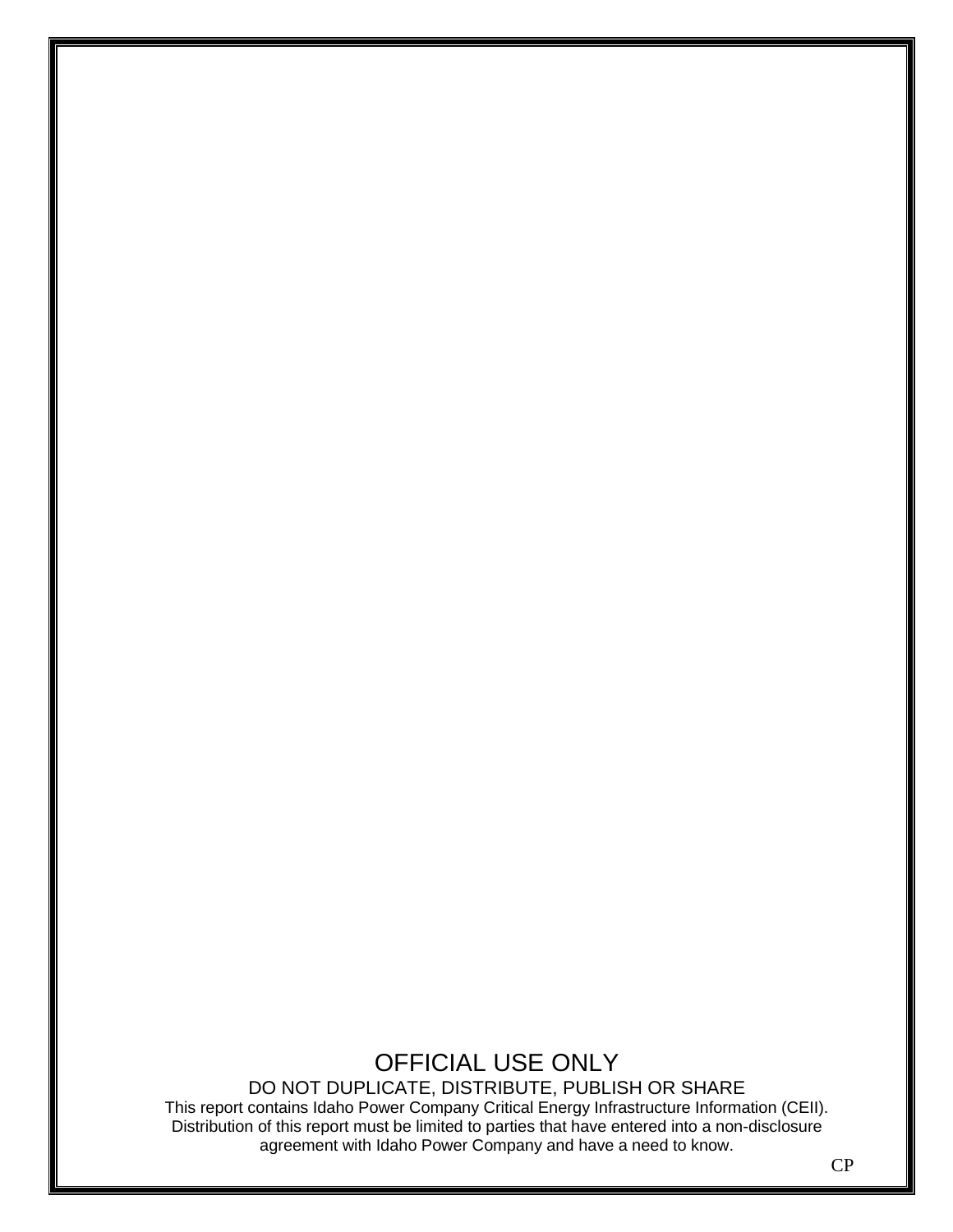OFFICIAL USE ONLY

DO NOT DUPLICATE, DISTRIBUTE, PUBLISH OR SHARE

This report contains Idaho Power Company Critical Energy Infrastructure Information (CEII). Distribution of this report must be limited to parties that have entered into a non-disclosure agreement with Idaho Power Company and have a need to know.

CP